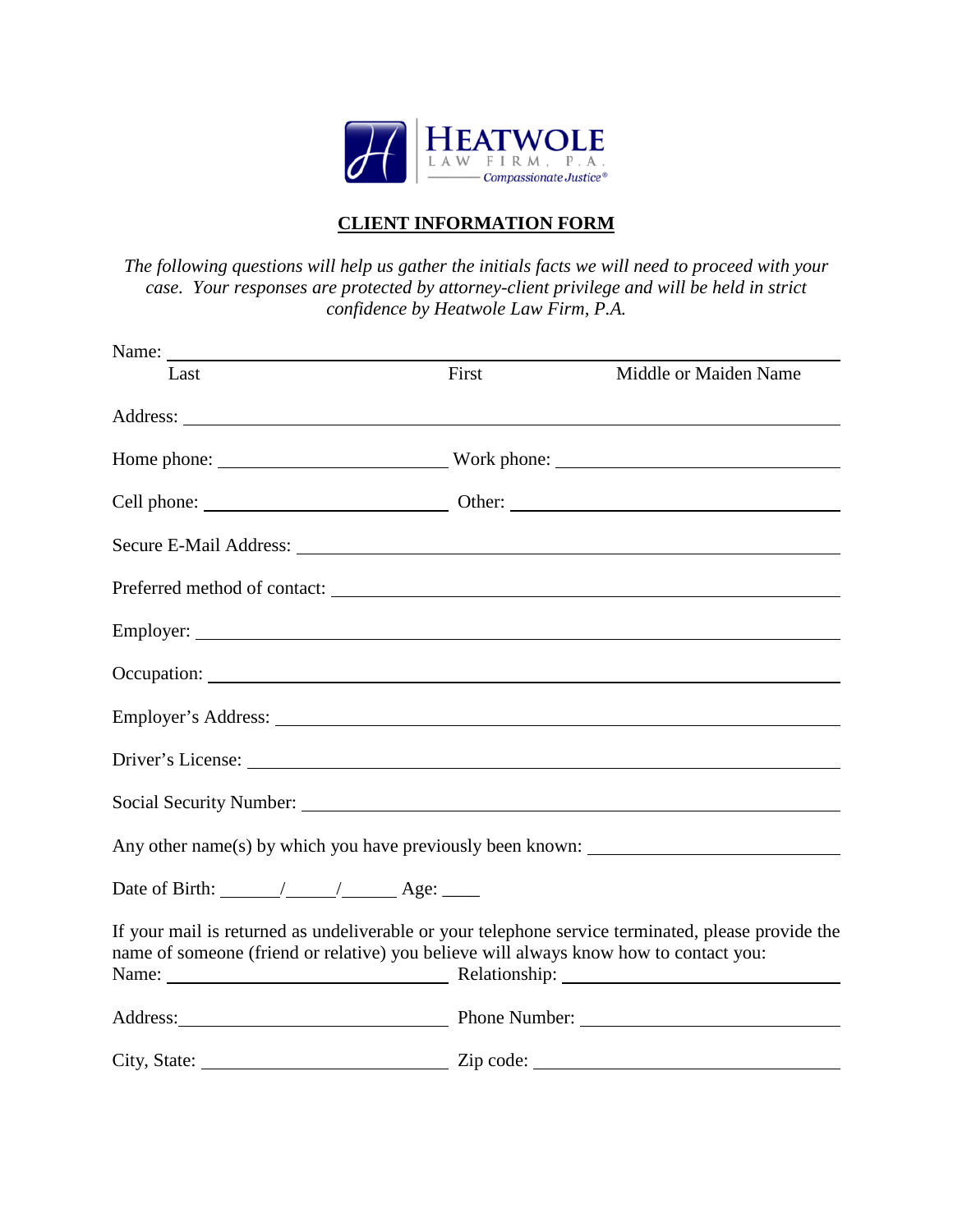HEATWOLE LAW FIRM, P.A.
*Compassionate Justice®*

## CLIENT INFORMATION FORM

*The following questions will help us gather the initials facts we will need to proceed with your case. Your responses are protected by attorney-client privilege and will be held in strict confidence by Heatwole Law Firm, P.A.*

Name: ______________________________________________________________
Last First Middle or Maiden Name

Address: ____________________________________________________________

Home phone: ______________________ Work phone: ______________________

Cell phone: ______________________ Other: ______________________

Secure E-Mail Address: ______________________________________________

Preferred method of contact: ________________________________________

Employer: ___________________________________________________________

Occupation: _________________________________________________________

Employer's Address: _________________________________________________

Driver's License: ___________________________________________________

Social Security Number: _____________________________________________

Any other name(s) by which you have previously been known: ______________

Date of Birth: ______/_____/______ Age: ____

If your mail is returned as undeliverable or your telephone service terminated, please provide the name of someone (friend or relative) you believe will always know how to contact you:
Name: ______________________ Relationship: ______________________

Address: ______________________ Phone Number: ______________________

City, State: ______________________ Zip code: ______________________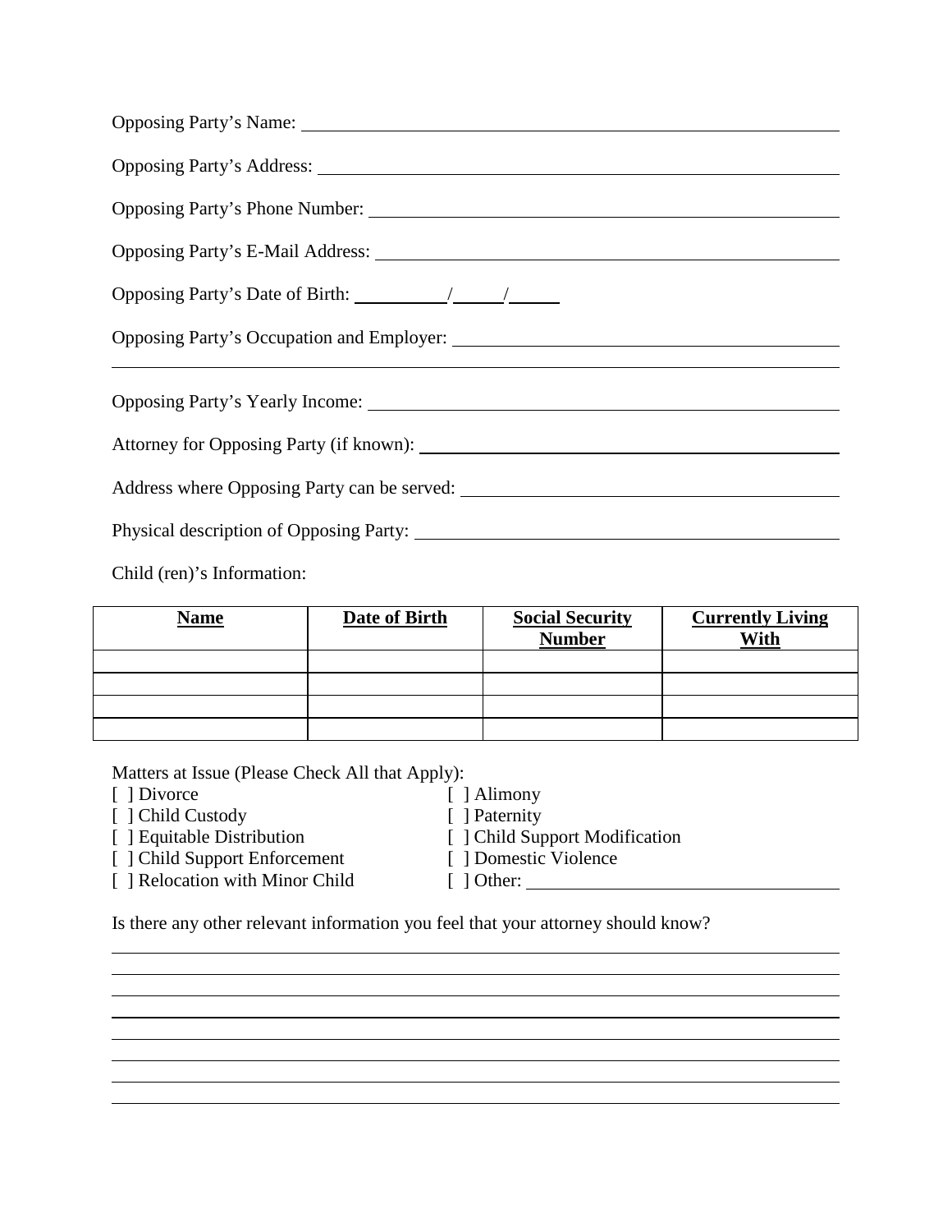Opposing Party's Name: ______________________________________________________

Opposing Party's Address: ____________________________________________________

Opposing Party's Phone Number: _______________________________________________

Opposing Party's E-Mail Address: ______________________________________________

Opposing Party's Date of Birth: ________/_____/_____

Opposing Party's Occupation and Employer: ______________________________________

_________________________________________________________________________

Opposing Party's Yearly Income: _______________________________________________

Attorney for Opposing Party (if known): _________________________________________

Address where Opposing Party can be served: _____________________________________

Physical description of Opposing Party: __________________________________________

Child (ren)'s Information:

| **Name** | **Date of Birth** | **Social Security Number** | **Currently Living With** |
|---|---|---|---|
| | | | |
| | | | |
| | | | |
| | | | |

Matters at Issue (Please Check All that Apply):

- [ ] Divorce
- [ ] Child Custody
- [ ] Equitable Distribution
- [ ] Child Support Enforcement
- [ ] Relocation with Minor Child
- [ ] Alimony
- [ ] Paternity
- [ ] Child Support Modification
- [ ] Domestic Violence
- [ ] Other: ______________________________

Is there any other relevant information you feel that your attorney should know?

_________________________________________________________________________

_________________________________________________________________________

_________________________________________________________________________

_________________________________________________________________________

_________________________________________________________________________

_________________________________________________________________________

_________________________________________________________________________

_________________________________________________________________________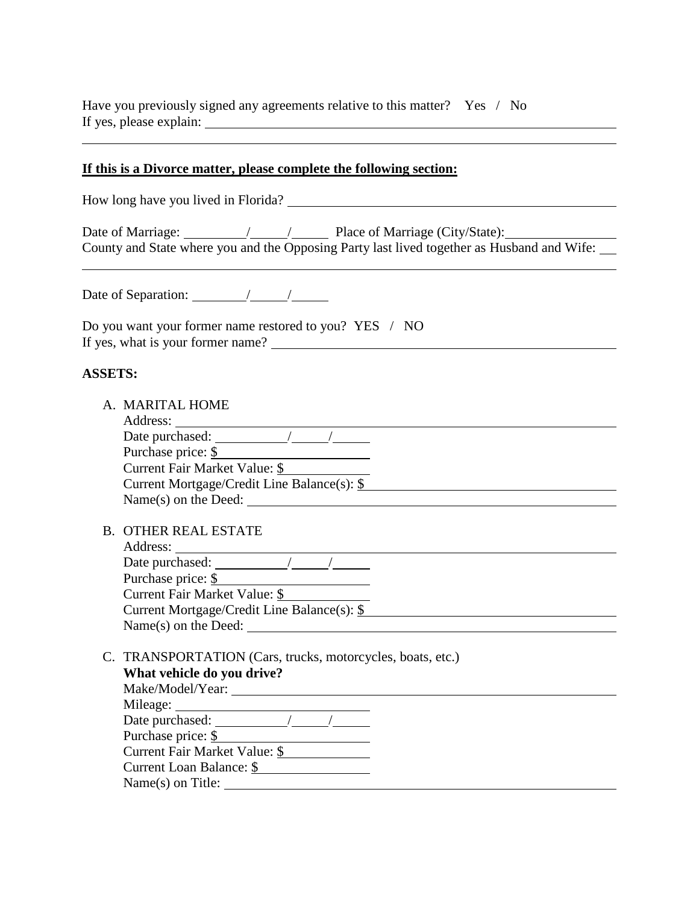Have you previously signed any agreements relative to this matter?   Yes  /  No
If yes, please explain: ______________________________________________________________

______________________________________________________________________________

**<u>If this is a Divorce matter, please complete the following section:</u>**

How long have you lived in Florida? ______________________________________________

Date of Marriage: ________/_____/_____ Place of Marriage (City/State):_______________
County and State where you and the Opposing Party last lived together as Husband and Wife: __

______________________________________________________________________________

Date of Separation: _______/_____/_____

Do you want your former name restored to you? YES  /  NO
If yes, what is your former name? _________________________________________________

**ASSETS:**

A. MARITAL HOME
   Address: _______________________________________________________________
   Date purchased: __________/_____/_____
   Purchase price: $_____________________
   Current Fair Market Value: $____________
   Current Mortgage/Credit Line Balance(s): $___________________________________
   Name(s) on the Deed: _____________________________________________________

B. OTHER REAL ESTATE
   Address: _______________________________________________________________
   Date purchased: __________/_____/_____
   Purchase price: $_____________________
   Current Fair Market Value: $____________
   Current Mortgage/Credit Line Balance(s): $___________________________________
   Name(s) on the Deed: _____________________________________________________

C. TRANSPORTATION (Cars, trucks, motorcycles, boats, etc.)
   **What vehicle do you drive?**
   Make/Model/Year: _________________________________________________________
   Mileage: ___________________________
   Date purchased: __________/_____/_____
   Purchase price: $_____________________
   Current Fair Market Value: $____________
   Current Loan Balance: $________________
   Name(s) on Title: _________________________________________________________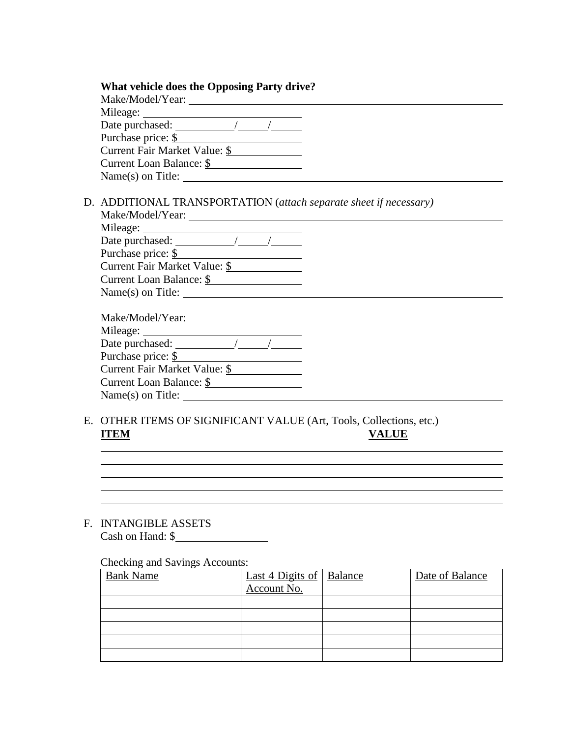**What vehicle does the Opposing Party drive?**

Make/Model/Year: ______________________________

Mileage: ______________________________

Date purchased: ________/______/______

Purchase price: $______________________________

Current Fair Market Value: $______________________________

Current Loan Balance: $______________________________

Name(s) on Title: ______________________________

D. ADDITIONAL TRANSPORTATION (*attach separate sheet if necessary)*

Make/Model/Year: ______________________________

Mileage: ______________________________

Date purchased: ________/______/______

Purchase price: $______________________________

Current Fair Market Value: $______________________________

Current Loan Balance: $______________________________

Name(s) on Title: ______________________________

Make/Model/Year: ______________________________

Mileage: ______________________________

Date purchased: ________/______/______

Purchase price: $______________________________

Current Fair Market Value: $______________________________

Current Loan Balance: $______________________________

Name(s) on Title: ______________________________

E. OTHER ITEMS OF SIGNIFICANT VALUE (Art, Tools, Collections, etc.)

| **ITEM** | **VALUE** |
|---|---|
| | |
| | |
| | |
| | |
| | |

F. INTANGIBLE ASSETS

Cash on Hand: $______________________________

Checking and Savings Accounts:

| Bank Name | Last 4 Digits of Account No. | Balance | Date of Balance |
|---|---|---|---|
| | | | |
| | | | |
| | | | |
| | | | |
| | | | |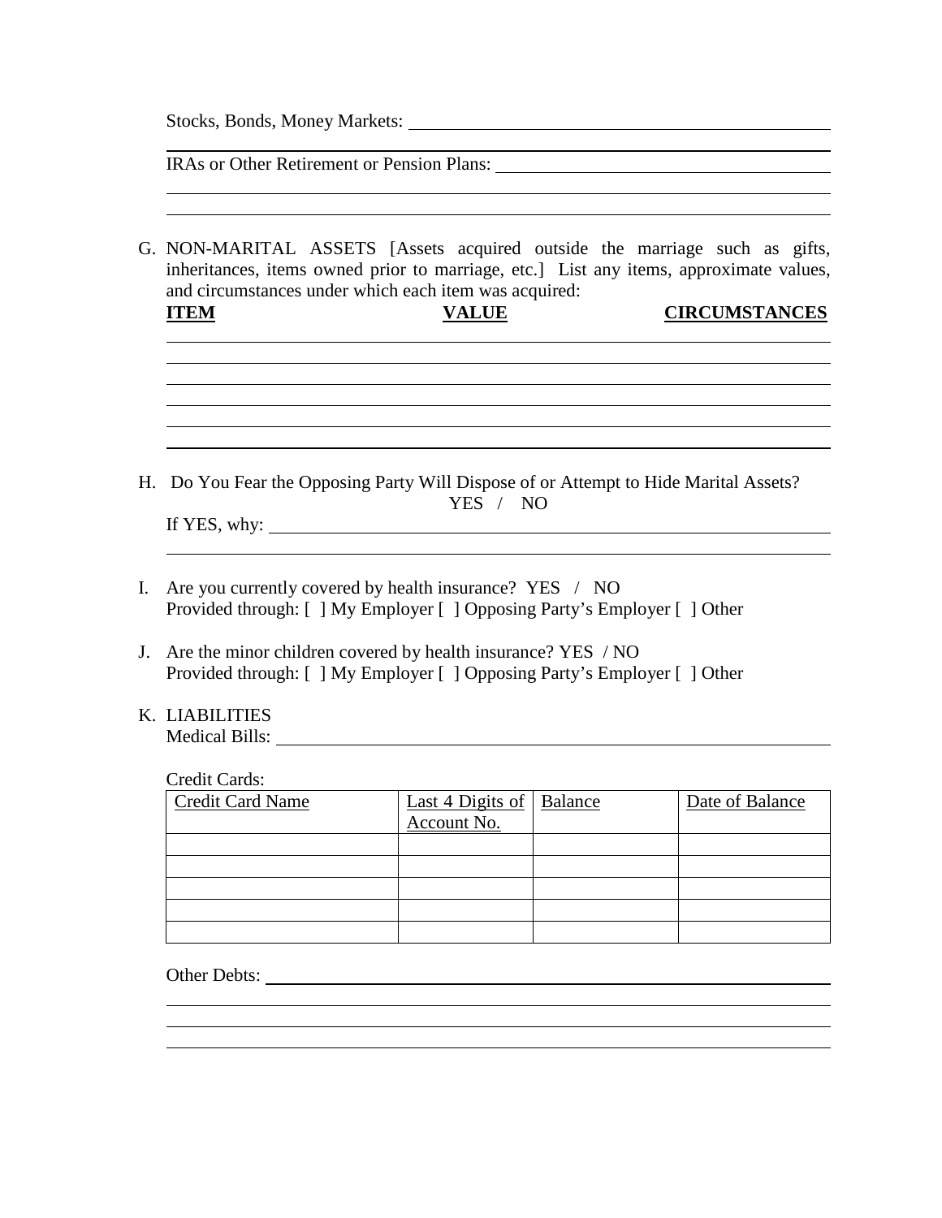Stocks, Bonds, Money Markets: \_\_\_\_\_\_\_\_\_\_\_\_\_\_\_\_\_\_\_\_\_\_\_\_\_\_\_\_\_\_\_\_\_\_\_\_\_\_\_\_

IRAs or Other Retirement or Pension Plans: \_\_\_\_\_\_\_\_\_\_\_\_\_\_\_\_\_\_\_\_\_\_\_\_\_\_\_\_\_\_\_\_

G. NON-MARITAL ASSETS [Assets acquired outside the marriage such as gifts, inheritances, items owned prior to marriage, etc.] List any items, approximate values, and circumstances under which each item was acquired:

**ITEM** | **VALUE** | **CIRCUMSTANCES**

H. Do You Fear the Opposing Party Will Dispose of or Attempt to Hide Marital Assets? YES / NO

If YES, why: \_\_\_\_\_\_\_\_\_\_\_\_\_\_\_\_\_\_\_\_\_\_\_\_\_\_\_\_\_\_\_\_\_\_\_\_\_\_\_\_\_\_\_\_\_\_\_\_

I. Are you currently covered by health insurance? YES / NO
Provided through: [ ] My Employer [ ] Opposing Party's Employer [ ] Other

J. Are the minor children covered by health insurance? YES / NO
Provided through: [ ] My Employer [ ] Opposing Party's Employer [ ] Other

K. LIABILITIES

Medical Bills: \_\_\_\_\_\_\_\_\_\_\_\_\_\_\_\_\_\_\_\_\_\_\_\_\_\_\_\_\_\_\_\_\_\_\_\_\_\_\_\_\_\_\_\_\_\_\_\_

Credit Cards:

| Credit Card Name | Last 4 Digits of Account No. | Balance | Date of Balance |
|---|---|---|---|
| | | | |
| | | | |
| | | | |
| | | | |
| | | | |

Other Debts: \_\_\_\_\_\_\_\_\_\_\_\_\_\_\_\_\_\_\_\_\_\_\_\_\_\_\_\_\_\_\_\_\_\_\_\_\_\_\_\_\_\_\_\_\_\_\_\_